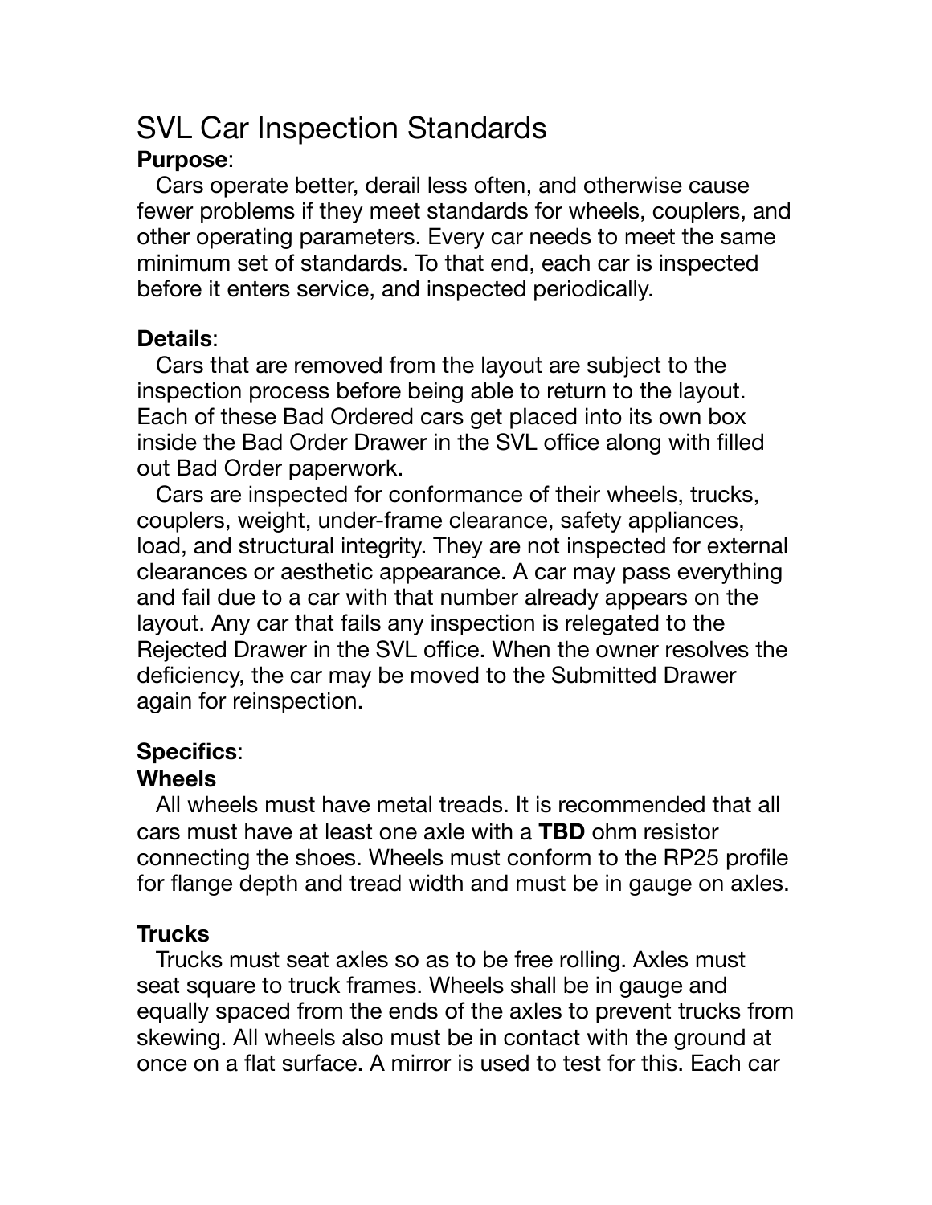# SVL Car Inspection Standards

**Purpose**:

Cars operate better, derail less often, and otherwise cause fewer problems if they meet standards for wheels, couplers, and other operating parameters. Every car needs to meet the same minimum set of standards. To that end, each car is inspected before it enters service, and inspected periodically.

**Details**:

Cars that are removed from the layout are subject to the inspection process before being able to return to the layout. Each of these Bad Ordered cars get placed into its own box inside the Bad Order Drawer in the SVL office along with filled out Bad Order paperwork.

Cars are inspected for conformance of their wheels, trucks, couplers, weight, under-frame clearance, safety appliances, load, and structural integrity. They are not inspected for external clearances or aesthetic appearance. A car may pass everything and fail due to a car with that number already appears on the layout. Any car that fails any inspection is relegated to the Rejected Drawer in the SVL office. When the owner resolves the deficiency, the car may be moved to the Submitted Drawer again for reinspection.

**Specifics**:

**Wheels**

All wheels must have metal treads. It is recommended that all cars must have at least one axle with a **TBD** ohm resistor connecting the shoes. Wheels must conform to the RP25 profile for flange depth and tread width and must be in gauge on axles.

**Trucks**

Trucks must seat axles so as to be free rolling. Axles must seat square to truck frames. Wheels shall be in gauge and equally spaced from the ends of the axles to prevent trucks from skewing. All wheels also must be in contact with the ground at once on a flat surface. A mirror is used to test for this. Each car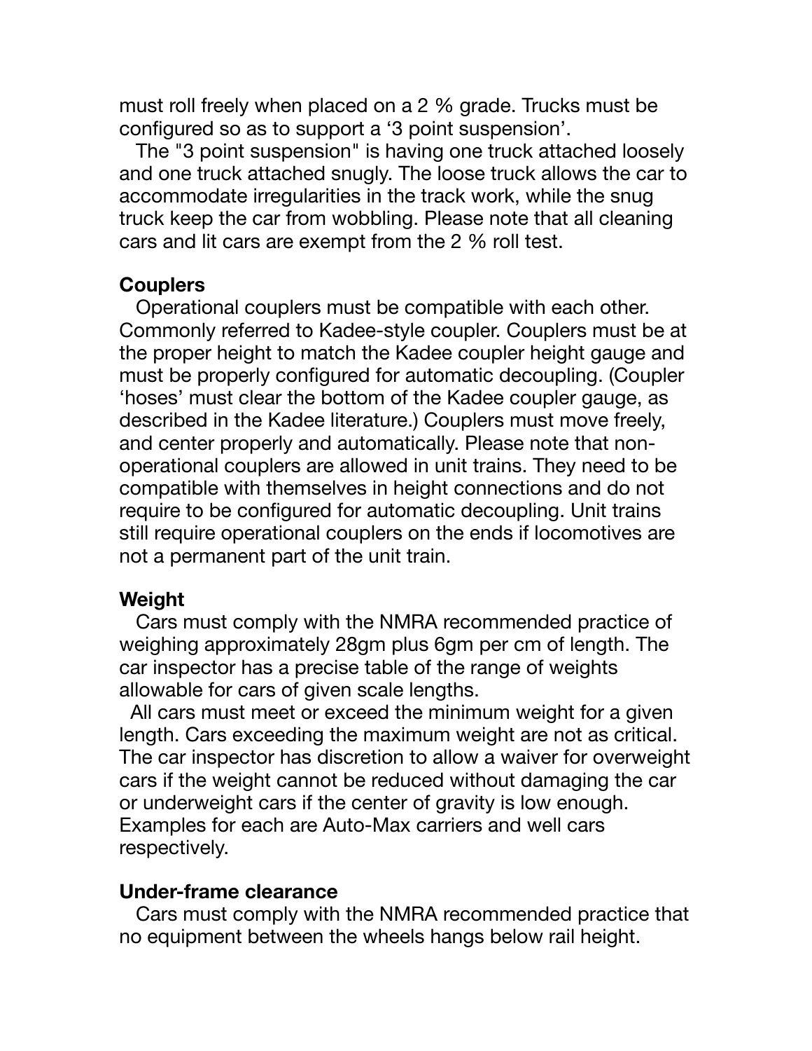must roll freely when placed on a 2 % grade. Trucks must be configured so as to support a '3 point suspension'.

The "3 point suspension" is having one truck attached loosely and one truck attached snugly. The loose truck allows the car to accommodate irregularities in the track work, while the snug truck keep the car from wobbling. Please note that all cleaning cars and lit cars are exempt from the 2 % roll test.

**Couplers**

Operational couplers must be compatible with each other. Commonly referred to Kadee-style coupler. Couplers must be at the proper height to match the Kadee coupler height gauge and must be properly configured for automatic decoupling. (Coupler 'hoses' must clear the bottom of the Kadee coupler gauge, as described in the Kadee literature.) Couplers must move freely, and center properly and automatically. Please note that non-operational couplers are allowed in unit trains. They need to be compatible with themselves in height connections and do not require to be configured for automatic decoupling. Unit trains still require operational couplers on the ends if locomotives are not a permanent part of the unit train.

**Weight**

Cars must comply with the NMRA recommended practice of weighing approximately 28gm plus 6gm per cm of length. The car inspector has a precise table of the range of weights allowable for cars of given scale lengths.

All cars must meet or exceed the minimum weight for a given length. Cars exceeding the maximum weight are not as critical. The car inspector has discretion to allow a waiver for overweight cars if the weight cannot be reduced without damaging the car or underweight cars if the center of gravity is low enough. Examples for each are Auto-Max carriers and well cars respectively.

**Under-frame clearance**

Cars must comply with the NMRA recommended practice that no equipment between the wheels hangs below rail height.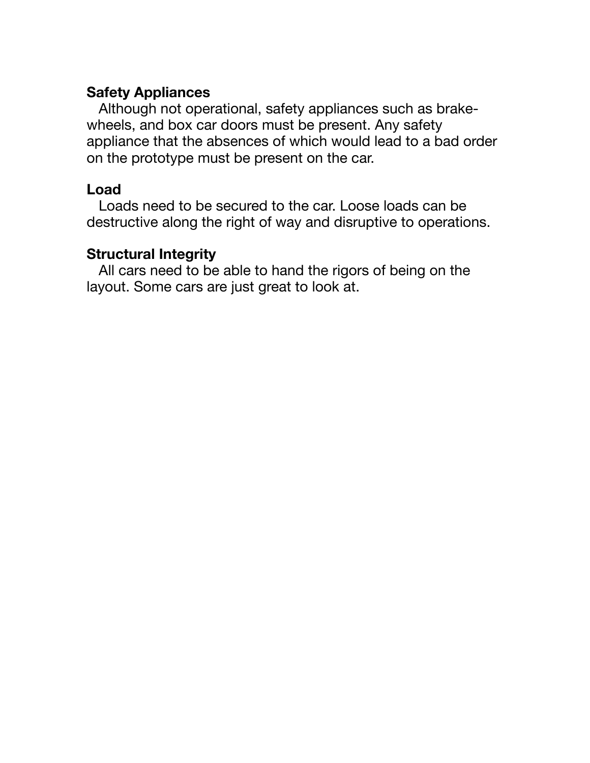**Safety Appliances**

Although not operational, safety appliances such as brake-wheels, and box car doors must be present. Any safety appliance that the absences of which would lead to a bad order on the prototype must be present on the car.

**Load**

Loads need to be secured to the car. Loose loads can be destructive along the right of way and disruptive to operations.

**Structural Integrity**

All cars need to be able to hand the rigors of being on the layout. Some cars are just great to look at.